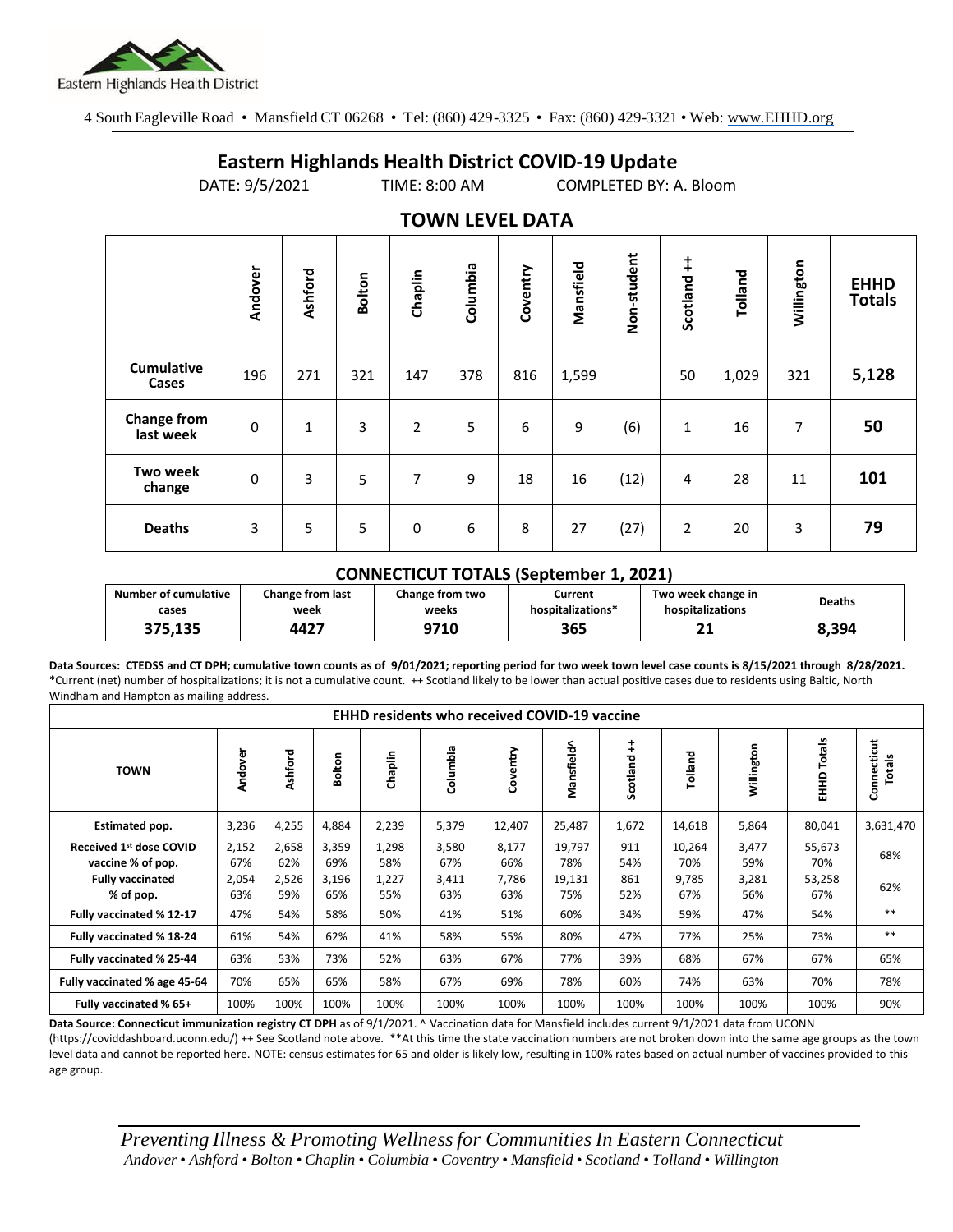4 South Eagleville Road • Mansfield CT 06268 • Tel: (860) 429-3325 • Fax: (860) 429-3321 • Web: www.EHHD.org

# Eastern Highlands Health District COVID-19 Update

DATE: 9/5/2021 TIME: 8:00 AM COMPLETED BY: A. Bloom

## TOWN LEVEL DATA

| | Andover | Ashford | Bolton | Chaplin | Columbia | Coventry | Mansfield | Non-student | Scotland ++ | Tolland | Willington | EHHD Totals |
|---|---|---|---|---|---|---|---|---|---|---|---|---|
| **Cumulative Cases** | 196 | 271 | 321 | 147 | 378 | 816 | 1,599 | | 50 | 1,029 | 321 | **5,128** |
| **Change from last week** | 0 | 1 | 3 | 2 | 5 | 6 | 9 | (6) | 1 | 16 | 7 | **50** |
| **Two week change** | 0 | 3 | 5 | 7 | 9 | 18 | 16 | (12) | 4 | 28 | 11 | **101** |
| **Deaths** | 3 | 5 | 5 | 0 | 6 | 8 | 27 | (27) | 2 | 20 | 3 | **79** |

## CONNECTICUT TOTALS (September 1, 2021)

| Number of cumulative cases | Change from last week | Change from two weeks | Current hospitalizations* | Two week change in hospitalizations | Deaths |
|---|---|---|---|---|---|
| **375,135** | **4427** | **9710** | **365** | **21** | **8,394** |

**Data Sources: CTEDSS and CT DPH; cumulative town counts as of 9/01/2021; reporting period for two week town level case counts is 8/15/2021 through 8/28/2021.**
*Current (net) number of hospitalizations; it is not a cumulative count. ++ Scotland likely to be lower than actual positive cases due to residents using Baltic, North Windham and Hampton as mailing address.

| EHHD residents who received COVID-19 vaccine | | | | | | | | | | | | |
|---|---|---|---|---|---|---|---|---|---|---|---|---|
| **TOWN** | Andover | Ashford | Bolton | Chaplin | Columbia | Coventry | Mansfield^ | Scotland ++ | Tolland | Willington | EHHD Totals | Connecticut Totals |
| **Estimated pop.** | 3,236 | 4,255 | 4,884 | 2,239 | 5,379 | 12,407 | 25,487 | 1,672 | 14,618 | 5,864 | 80,041 | 3,631,470 |
| **Received 1st dose COVID vaccine % of pop.** | 2,152 67% | 2,658 62% | 3,359 69% | 1,298 58% | 3,580 67% | 8,177 66% | 19,797 78% | 911 54% | 10,264 70% | 3,477 59% | 55,673 70% | 68% |
| **Fully vaccinated % of pop.** | 2,054 63% | 2,526 59% | 3,196 65% | 1,227 55% | 3,411 63% | 7,786 63% | 19,131 75% | 861 52% | 9,785 67% | 3,281 56% | 53,258 67% | 62% |
| **Fully vaccinated % 12-17** | 47% | 54% | 58% | 50% | 41% | 51% | 60% | 34% | 59% | 47% | 54% | ** |
| **Fully vaccinated % 18-24** | 61% | 54% | 62% | 41% | 58% | 55% | 80% | 47% | 77% | 25% | 73% | ** |
| **Fully vaccinated % 25-44** | 63% | 53% | 73% | 52% | 63% | 67% | 77% | 39% | 68% | 67% | 67% | 65% |
| **Fully vaccinated % age 45-64** | 70% | 65% | 65% | 58% | 67% | 69% | 78% | 60% | 74% | 63% | 70% | 78% |
| **Fully vaccinated % 65+** | 100% | 100% | 100% | 100% | 100% | 100% | 100% | 100% | 100% | 100% | 100% | 90% |

**Data Source: Connecticut immunization registry CT DPH** as of 9/1/2021. ^ Vaccination data for Mansfield includes current 9/1/2021 data from UCONN (https://coviddashboard.uconn.edu/) ++ See Scotland note above. **At this time the state vaccination numbers are not broken down into the same age groups as the town level data and cannot be reported here. NOTE: census estimates for 65 and older is likely low, resulting in 100% rates based on actual number of vaccines provided to this age group.

*Preventing Illness & Promoting Wellness for Communities In Eastern Connecticut*
*Andover • Ashford • Bolton • Chaplin • Columbia • Coventry • Mansfield • Scotland • Tolland • Willington*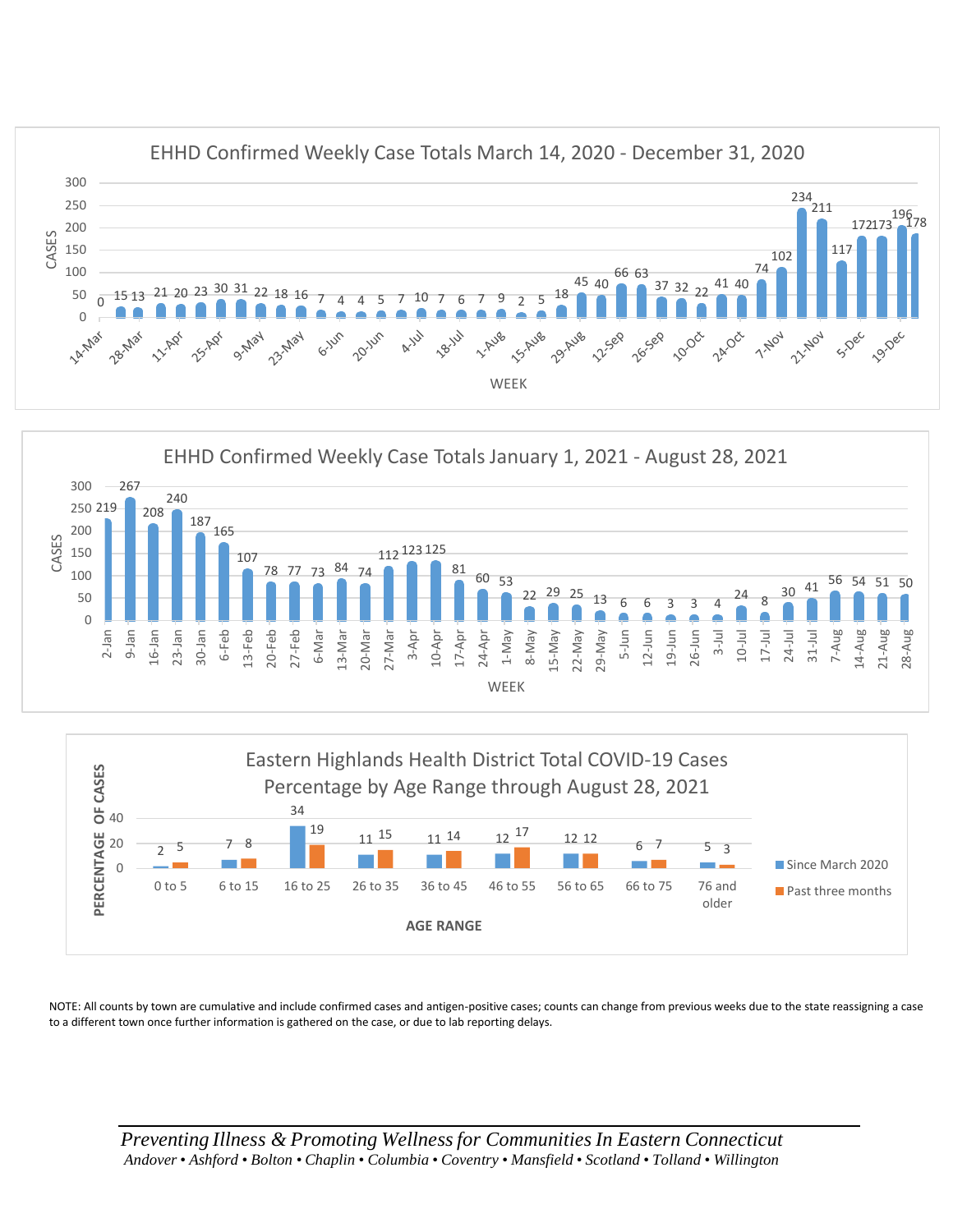EHHD Confirmed Weekly Case Totals March 14, 2020 - December 31, 2020

CASES

300
250
200
150
100
50
0

0 15 13 21 20 23 30 31 22 18 16 7 4 4 5 7 10 7 6 7 9 2 5 18 45 40 66 63 37 32 22 41 40 74 102 234 211 117 172 173 196 178

14-Mar 28-Mar 11-Apr 25-Apr 9-May 23-May 6-Jun 20-Jun 4-Jul 18-Jul 1-Aug 15-Aug 29-Aug 12-Sep 26-Sep 10-Oct 24-Oct 7-Nov 21-Nov 5-Dec 19-Dec

WEEK

EHHD Confirmed Weekly Case Totals January 1, 2021 - August 28, 2021

CASES

300
250
200
150
100
50
0

219 267 208 240 187 165 107 78 77 73 84 74 112 123 125 81 60 53 22 29 25 13 6 6 3 3 4 24 8 30 41 56 54 51 50

2-Jan 9-Jan 16-Jan 23-Jan 30-Jan 6-Feb 13-Feb 20-Feb 27-Feb 6-Mar 13-Mar 20-Mar 27-Mar 3-Apr 10-Apr 17-Apr 24-Apr 1-May 8-May 15-May 22-May 29-May 5-Jun 12-Jun 19-Jun 26-Jun 3-Jul 10-Jul 17-Jul 24-Jul 31-Jul 7-Aug 14-Aug 21-Aug 28-Aug

WEEK

Eastern Highlands Health District Total COVID-19 Cases
Percentage by Age Range through August 28, 2021

PERCENTAGE OF CASES

40
20
0

0 to 5: 2, 5
6 to 15: 7, 8
16 to 25: 34, 19
26 to 35: 11, 15
36 to 45: 11, 14
46 to 55: 12, 17
56 to 65: 12, 12
66 to 75: 6, 7
76 and older: 5, 3

AGE RANGE

Since March 2020
Past three months

NOTE: All counts by town are cumulative and include confirmed cases and antigen-positive cases; counts can change from previous weeks due to the state reassigning a case to a different town once further information is gathered on the case, or due to lab reporting delays.

*Preventing Illness & Promoting Wellness for Communities In Eastern Connecticut*
*Andover • Ashford • Bolton • Chaplin • Columbia • Coventry • Mansfield • Scotland • Tolland • Willington*